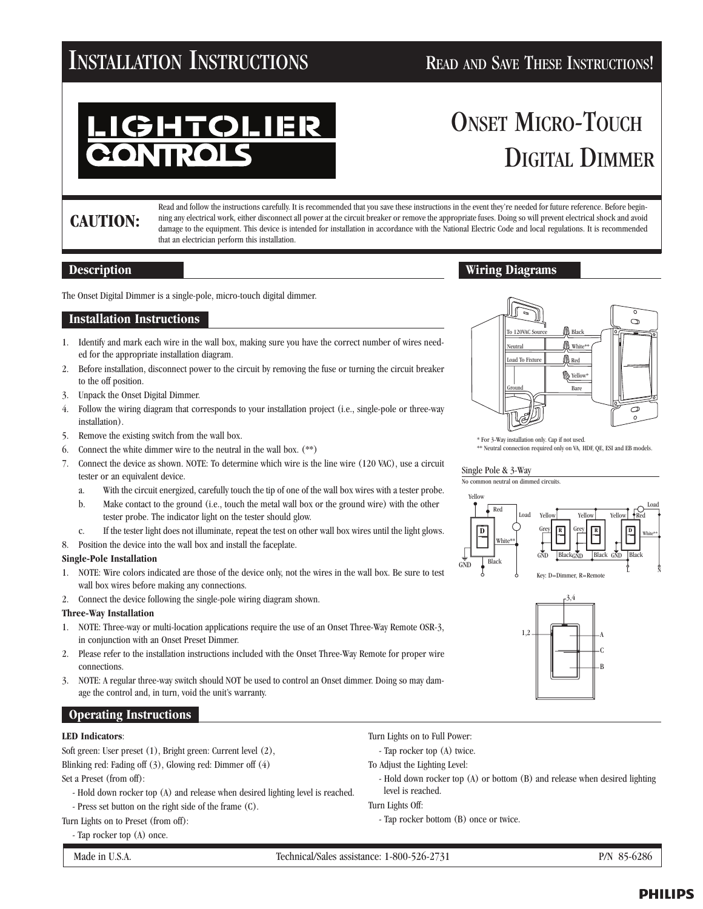# Installation Instructions

**Read and Save These Instructions!**

LIGHTOLIER CONTROLS

# Onset Micro-Touch Digital Dimmer

**CAUTION:** Read and follow the instructions carefully. It is recommended that you save these instructions in the event they're needed for future reference. Before beginning any electrical work, either disconnect all power at the circuit breaker or remove the appropriate fuses. Doing so will prevent electrical shock and avoid damage to the equipment. This device is intended for installation in accordance with the National Electric Code and local regulations. It is recommended that an electrician perform this installation.

## Description

The Onset Digital Dimmer is a single-pole, micro-touch digital dimmer.

## Installation Instructions

1. Identify and mark each wire in the wall box, making sure you have the correct number of wires needed for the appropriate installation diagram.
2. Before installation, disconnect power to the circuit by removing the fuse or turning the circuit breaker to the off position.
3. Unpack the Onset Digital Dimmer.
4. Follow the wiring diagram that corresponds to your installation project (i.e., single-pole or three-way installation).
5. Remove the existing switch from the wall box.
6. Connect the white dimmer wire to the neutral in the wall box. (**)
7. Connect the device as shown. NOTE: To determine which wire is the line wire (120 VAC), use a circuit tester or an equivalent device.
   a. With the circuit energized, carefully touch the tip of one of the wall box wires with a tester probe.
   b. Make contact to the ground (i.e., touch the metal wall box or the ground wire) with the other tester probe. The indicator light on the tester should glow.
   c. If the tester light does not illuminate, repeat the test on other wall box wires until the light glows.
8. Position the device into the wall box and install the faceplate.

**Single-Pole Installation**

1. NOTE: Wire colors indicated are those of the device only, not the wires in the wall box. Be sure to test wall box wires before making any connections.
2. Connect the device following the single-pole wiring diagram shown.

**Three-Way Installation**

1. NOTE: Three-way or multi-location applications require the use of an Onset Three-Way Remote OSR-3, in conjunction with an Onset Preset Dimmer.
2. Please refer to the installation instructions included with the Onset Three-Way Remote for proper wire connections.
3. NOTE: A regular three-way switch should NOT be used to control an Onset dimmer. Doing so may damage the control and, in turn, void the unit's warranty.

## Wiring Diagrams

To 120VAC Source — Black
Neutral — White**
Load To Fixture — Red
Yellow*
Ground — Bare

\* For 3-Way installation only. Cap if not used.
\*\* Neutral connection required only on VA, HDF, QE, ESI and EB models.

Single Pole & 3-Way

No common neutral on dimmed circuits.

Yellow, Red, Load, D, White**, Black, GND

Yellow, Grey, R, GND, Black; Yellow, Grey, R, GND, Black; Yellow, Red, D, GND, Black, White**, Load, L, N

Key: D=Dimmer, R=Remote

3,4 — 1,2 — A — C — B

## Operating Instructions

**LED Indicators**:

Soft green: User preset (1), Bright green: Current level (2),
Blinking red: Fading off (3), Glowing red: Dimmer off (4)

Set a Preset (from off):

- Hold down rocker top (A) and release when desired lighting level is reached.
- Press set button on the right side of the frame (C).

Turn Lights on to Preset (from off):

- Tap rocker top (A) once.

Turn Lights on to Full Power:

- Tap rocker top (A) twice.

To Adjust the Lighting Level:

- Hold down rocker top (A) or bottom (B) and release when desired lighting level is reached.

Turn Lights Off:

- Tap rocker bottom (B) once or twice.

Made in U.S.A. Technical/Sales assistance: 1-800-526-2731 P/N 85-6286

PHILIPS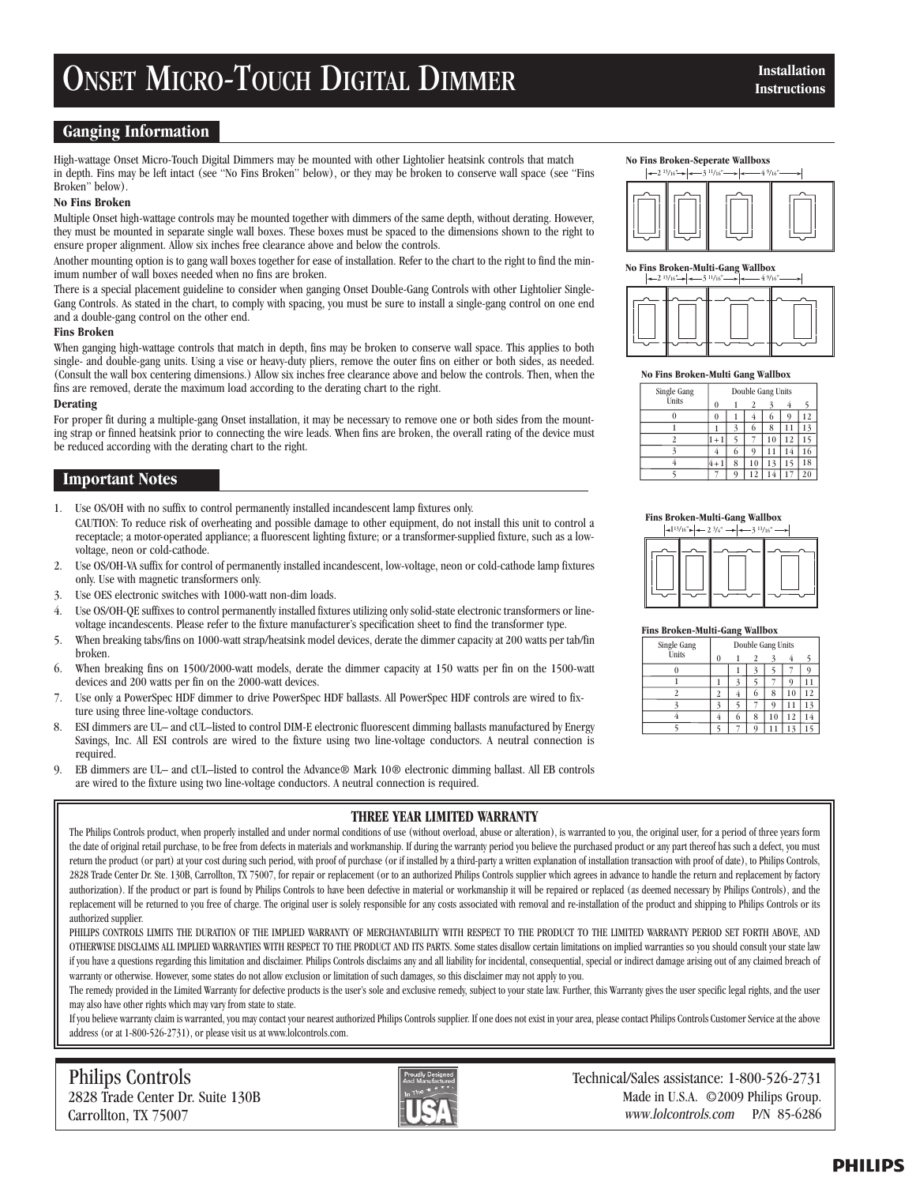# ONSET MICRO-TOUCH DIGITAL DIMMER

**Installation Instructions**

## Ganging Information

High-wattage Onset Micro-Touch Digital Dimmers may be mounted with other Lightolier heatsink controls that match in depth. Fins may be left intact (see "No Fins Broken" below), or they may be broken to conserve wall space (see "Fins Broken" below).

**No Fins Broken**

Multiple Onset high-wattage controls may be mounted together with dimmers of the same depth, without derating. However, they must be mounted in separate single wall boxes. These boxes must be spaced to the dimensions shown to the right to ensure proper alignment. Allow six inches free clearance above and below the controls.

Another mounting option is to gang wall boxes together for ease of installation. Refer to the chart to the right to find the minimum number of wall boxes needed when no fins are broken.

There is a special placement guideline to consider when ganging Onset Double-Gang Controls with other Lightolier Single-Gang Controls. As stated in the chart, to comply with spacing, you must be sure to install a single-gang control on one end and a double-gang control on the other end.

**Fins Broken**

When ganging high-wattage controls that match in depth, fins may be broken to conserve wall space. This applies to both single- and double-gang units. Using a vise or heavy-duty pliers, remove the outer fins on either or both sides, as needed. (Consult the wall box centering dimensions.) Allow six inches free clearance above and below the controls. Then, when the fins are removed, derate the maximum load according to the derating chart to the right.

**Derating**

For proper fit during a multiple-gang Onset installation, it may be necessary to remove one or both sides from the mounting strap or finned heatsink prior to connecting the wire leads. When fins are broken, the overall rating of the device must be reduced according with the derating chart to the right.

**No Fins Broken-Seperate Wallboxes**

2 13/16" 3 11/16" 4 9/16"

**No Fins Broken-Multi-Gang Wallbox**

2 13/16" 3 11/16" 4 9/16"

**No Fins Broken-Multi Gang Wallbox**

| Single Gang Units | Double Gang Units | | | | | |
|---|---|---|---|---|---|---|
| | 0 | 1 | 2 | 3 | 4 | 5 |
| 0 | 0 | 1 | 4 | 6 | 9 | 12 |
| 1 | 1 | 3 | 6 | 8 | 11 | 13 |
| 2 | 1+1 | 5 | 7 | 10 | 12 | 15 |
| 3 | 4 | 6 | 9 | 11 | 14 | 16 |
| 4 | 4+1 | 8 | 10 | 13 | 15 | 18 |
| 5 | 7 | 9 | 12 | 14 | 17 | 20 |

**Fins Broken-Multi-Gang Wallbox**

1 13/16" 2 3/4" 3 11/16"

**Fins Broken-Multi-Gang Wallbox**

| Single Gang Units | Double Gang Units | | | | | |
|---|---|---|---|---|---|---|
| | 0 | 1 | 2 | 3 | 4 | 5 |
| 0 | | 1 | 3 | 5 | 7 | 9 |
| 1 | 1 | 3 | 5 | 7 | 9 | 11 |
| 2 | 2 | 4 | 6 | 8 | 10 | 12 |
| 3 | 3 | 5 | 7 | 9 | 11 | 13 |
| 4 | 4 | 6 | 8 | 10 | 12 | 14 |
| 5 | 5 | 7 | 9 | 11 | 13 | 15 |

## Important Notes

1. Use OS/OH with no suffix to control permanently installed incandescent lamp fixtures only.
   CAUTION: To reduce risk of overheating and possible damage to other equipment, do not install this unit to control a receptacle; a motor-operated appliance; a fluorescent lighting fixture; or a transformer-supplied fixture, such as a low-voltage, neon or cold-cathode.
2. Use OS/OH-VA suffix for control of permanently installed incandescent, low-voltage, neon or cold-cathode lamp fixtures only. Use with magnetic transformers only.
3. Use OES electronic switches with 1000-watt non-dim loads.
4. Use OS/OH-QE suffixes to control permanently installed fixtures utilizing only solid-state electronic transformers or line-voltage incandescents. Please refer to the fixture manufacturer's specification sheet to find the transformer type.
5. When breaking tabs/fins on 1000-watt strap/heatsink model devices, derate the dimmer capacity at 200 watts per tab/fin broken.
6. When breaking fins on 1500/2000-watt models, derate the dimmer capacity at 150 watts per fin on the 1500-watt devices and 200 watts per fin on the 2000-watt devices.
7. Use only a PowerSpec HDF dimmer to drive PowerSpec HDF ballasts. All PowerSpec HDF controls are wired to fixture using three line-voltage conductors.
8. ESI dimmers are UL– and cUL–listed to control DIM-E electronic fluorescent dimming ballasts manufactured by Energy Savings, Inc. All ESI controls are wired to the fixture using two line-voltage conductors. A neutral connection is required.
9. EB dimmers are UL– and cUL–listed to control the Advance® Mark 10® electronic dimming ballast. All EB controls are wired to the fixture using two line-voltage conductors. A neutral connection is required.

### THREE YEAR LIMITED WARRANTY

The Philips Controls product, when properly installed and under normal conditions of use (without overload, abuse or alteration), is warranted to you, the original user, for a period of three years form the date of original retail purchase, to be free from defects in materials and workmanship. If during the warranty period you believe the purchased product or any part thereof has such a defect, you must return the product (or part) at your cost during such period, with proof of purchase (or if installed by a third-party a written explanation of installation transaction with proof of date), to Philips Controls, 2828 Trade Center Dr. Ste. 130B, Carrollton, TX 75007, for repair or replacement (or to an authorized Philips Controls supplier which agrees in advance to handle the return and replacement by factory authorization). If the product or part is found by Philips Controls to have been defective in material or workmanship it will be repaired or replaced (as deemed necessary by Philips Controls), and the replacement will be returned to you free of charge. The original user is solely responsible for any costs associated with removal and re-installation of the product and shipping to Philips Controls or its authorized supplier.

PHILIPS CONTROLS LIMITS THE DURATION OF THE IMPLIED WARRANTY OF MERCHANTABILITY WITH RESPECT TO THE PRODUCT TO THE LIMITED WARRANTY PERIOD SET FORTH ABOVE, AND OTHERWISE DISCLAIMS ALL IMPLIED WARRANTIES WITH RESPECT TO THE PRODUCT AND ITS PARTS. Some states disallow certain limitations on implied warranties so you should consult your state law if you have a questions regarding this limitation and disclaimer. Philips Controls disclaims any and all liability for incidental, consequential, special or indirect damage arising out of any claimed breach of warranty or otherwise. However, some states do not allow exclusion or limitation of such damages, so this disclaimer may not apply to you.

The remedy provided in the Limited Warranty for defective products is the user's sole and exclusive remedy, subject to your state law. Further, this Warranty gives the user specific legal rights, and the user may also have other rights which may vary from state to state.

If you believe warranty claim is warranted, you may contact your nearest authorized Philips Controls supplier. If one does not exist in your area, please contact Philips Controls Customer Service at the above address (or at 1-800-526-2731), or please visit us at www.lolcontrols.com.

Philips Controls
2828 Trade Center Dr. Suite 130B
Carrollton, TX 75007

Proudly Designed And Manufactured In The USA

Technical/Sales assistance: 1-800-526-2731
Made in U.S.A. ©2009 Philips Group.
*www.lolcontrols.com* P/N 85-6286

PHILIPS